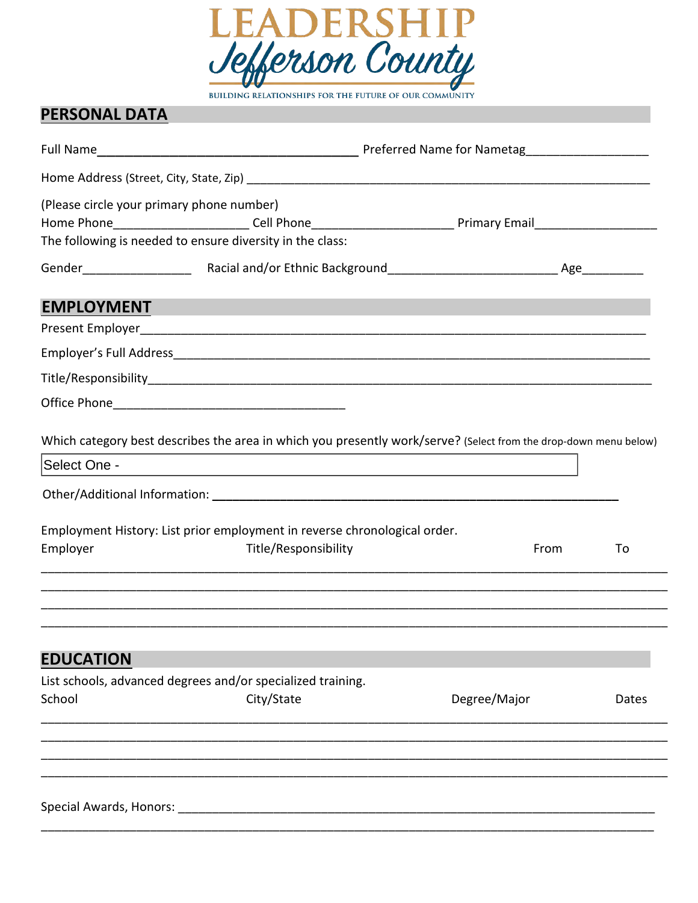# LEADERSHIP Jefferson County

BUILDING RELATIONSHIPS FOR THE FUTURE OF OUR COMMUNITY

## PERSONAL DATA

Full Name________________________________________ Preferred Name for Nametag_________________

Home Address (Street, City, State, Zip) ______________________________________________________________

(Please circle your primary phone number)
Home Phone____________________ Cell Phone_____________________ Primary Email__________________
The following is needed to ensure diversity in the class:

Gender________________ Racial and/or Ethnic Background_________________________ Age_________

## EMPLOYMENT

Present Employer____________________________________________________________________________

Employer's Full Address_______________________________________________________________________

Title/Responsibility__________________________________________________________________________

Office Phone___________________________________

Which category best describes the area in which you presently work/serve? (Select from the drop-down menu below)

Select One -

Other/Additional Information: ____________________________________________________________

Employment History: List prior employment in reverse chronological order.

| Employer | Title/Responsibility | From | To |
|---|---|---|---|
| | | | |
| | | | |
| | | | |
| | | | |

## EDUCATION

List schools, advanced degrees and/or specialized training.

| School | City/State | Degree/Major | Dates |
|---|---|---|---|
| | | | |
| | | | |
| | | | |
| | | | |

Special Awards, Honors: _________________________________________________________________________

_____________________________________________________________________________________________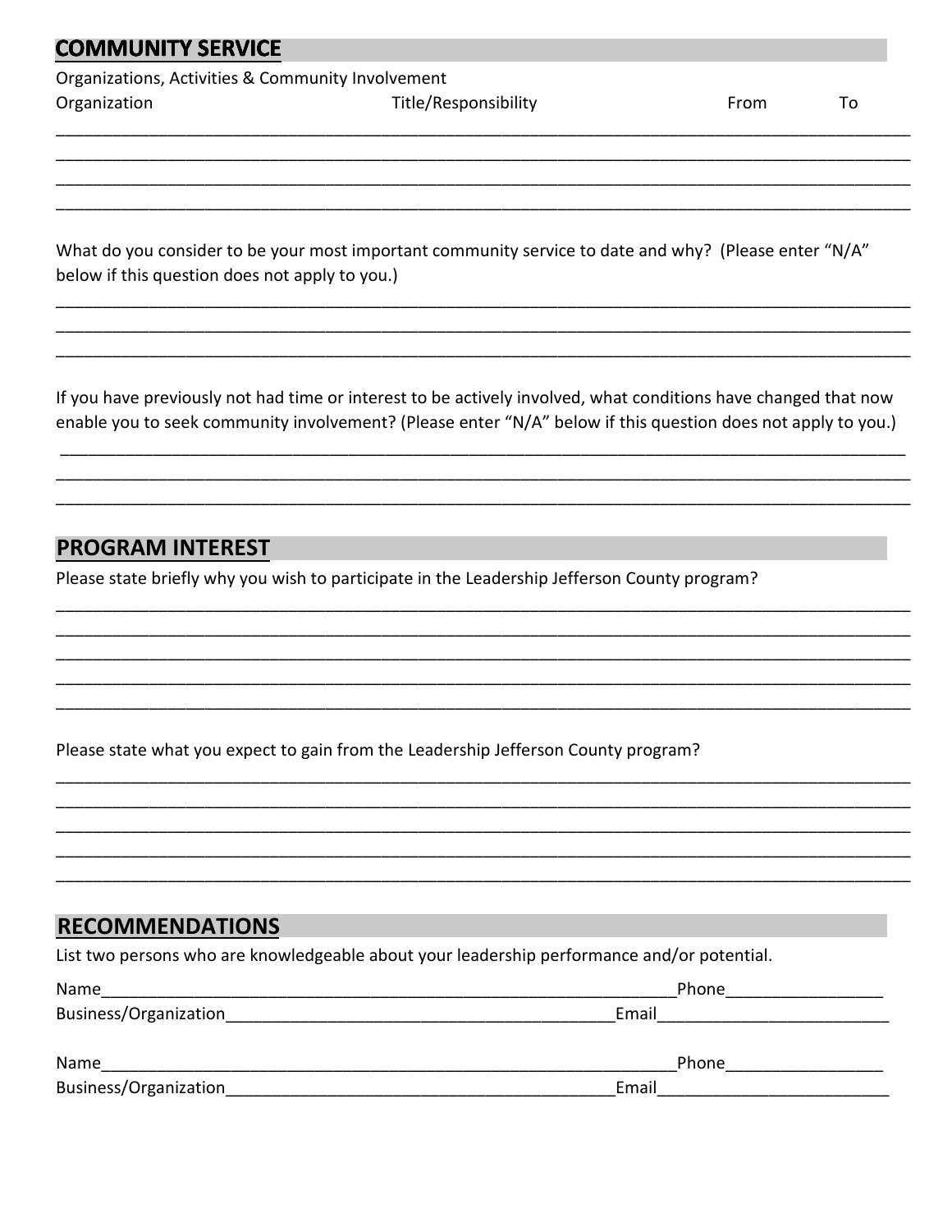## COMMUNITY SERVICE

Organizations, Activities & Community Involvement

| Organization | Title/Responsibility | From | To |
|---|---|---|---|
| | | | |
| | | | |
| | | | |
| | | | |

What do you consider to be your most important community service to date and why? (Please enter "N/A" below if this question does not apply to you.)

___________________________________________________________________________________________

___________________________________________________________________________________________

___________________________________________________________________________________________

If you have previously not had time or interest to be actively involved, what conditions have changed that now enable you to seek community involvement? (Please enter "N/A" below if this question does not apply to you.)

___________________________________________________________________________________________

___________________________________________________________________________________________

___________________________________________________________________________________________

## PROGRAM INTEREST

Please state briefly why you wish to participate in the Leadership Jefferson County program?

___________________________________________________________________________________________

___________________________________________________________________________________________

___________________________________________________________________________________________

___________________________________________________________________________________________

___________________________________________________________________________________________

Please state what you expect to gain from the Leadership Jefferson County program?

___________________________________________________________________________________________

___________________________________________________________________________________________

___________________________________________________________________________________________

___________________________________________________________________________________________

___________________________________________________________________________________________

## RECOMMENDATIONS

List two persons who are knowledgeable about your leadership performance and/or potential.

Name_______________________________________________________________Phone_________________

Business/Organization__________________________________________Email_________________________

Name_______________________________________________________________Phone_________________

Business/Organization__________________________________________Email_________________________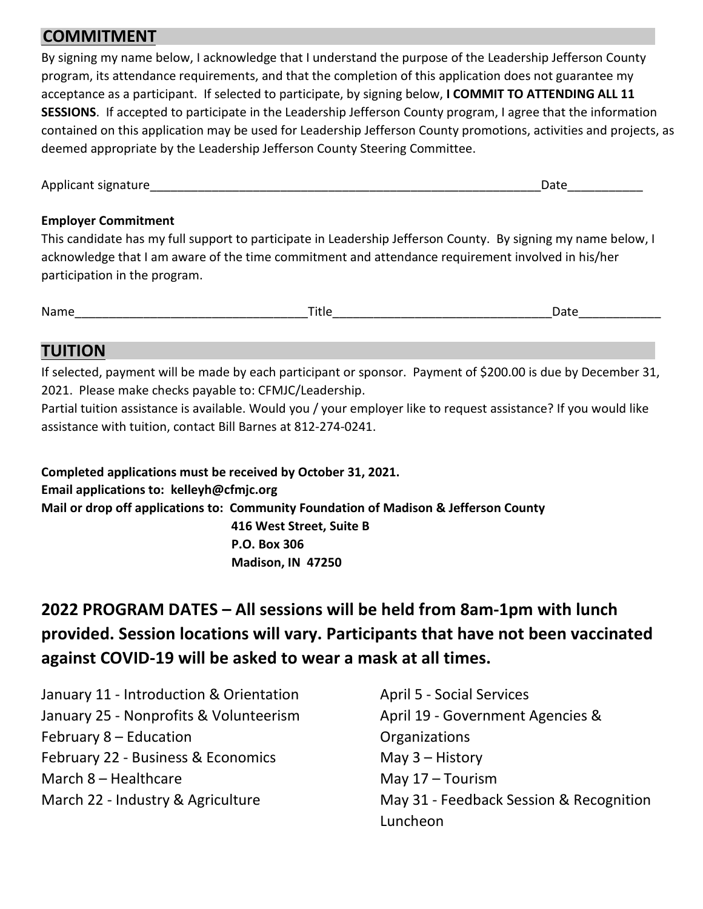## COMMITMENT

By signing my name below, I acknowledge that I understand the purpose of the Leadership Jefferson County program, its attendance requirements, and that the completion of this application does not guarantee my acceptance as a participant. If selected to participate, by signing below, **I COMMIT TO ATTENDING ALL 11 SESSIONS**. If accepted to participate in the Leadership Jefferson County program, I agree that the information contained on this application may be used for Leadership Jefferson County promotions, activities and projects, as deemed appropriate by the Leadership Jefferson County Steering Committee.

Applicant signature____________________________________________________________Date___________

**Employer Commitment**

This candidate has my full support to participate in Leadership Jefferson County. By signing my name below, I acknowledge that I am aware of the time commitment and attendance requirement involved in his/her participation in the program.

Name__________________________________Title________________________________Date____________

## TUITION

If selected, payment will be made by each participant or sponsor. Payment of $200.00 is due by December 31, 2021. Please make checks payable to: CFMJC/Leadership.

Partial tuition assistance is available. Would you / your employer like to request assistance? If you would like assistance with tuition, contact Bill Barnes at 812-274-0241.

**Completed applications must be received by October 31, 2021.**
**Email applications to: kelleyh@cfmjc.org**
**Mail or drop off applications to: Community Foundation of Madison & Jefferson County**
**416 West Street, Suite B**
**P.O. Box 306**
**Madison, IN 47250**

## 2022 PROGRAM DATES – All sessions will be held from 8am-1pm with lunch provided. Session locations will vary. Participants that have not been vaccinated against COVID-19 will be asked to wear a mask at all times.

January 11 - Introduction & Orientation
January 25 - Nonprofits & Volunteerism
February 8 – Education
February 22 - Business & Economics
March 8 – Healthcare
March 22 - Industry & Agriculture
April 5 - Social Services
April 19 - Government Agencies & Organizations
May 3 – History
May 17 – Tourism
May 31 - Feedback Session & Recognition Luncheon